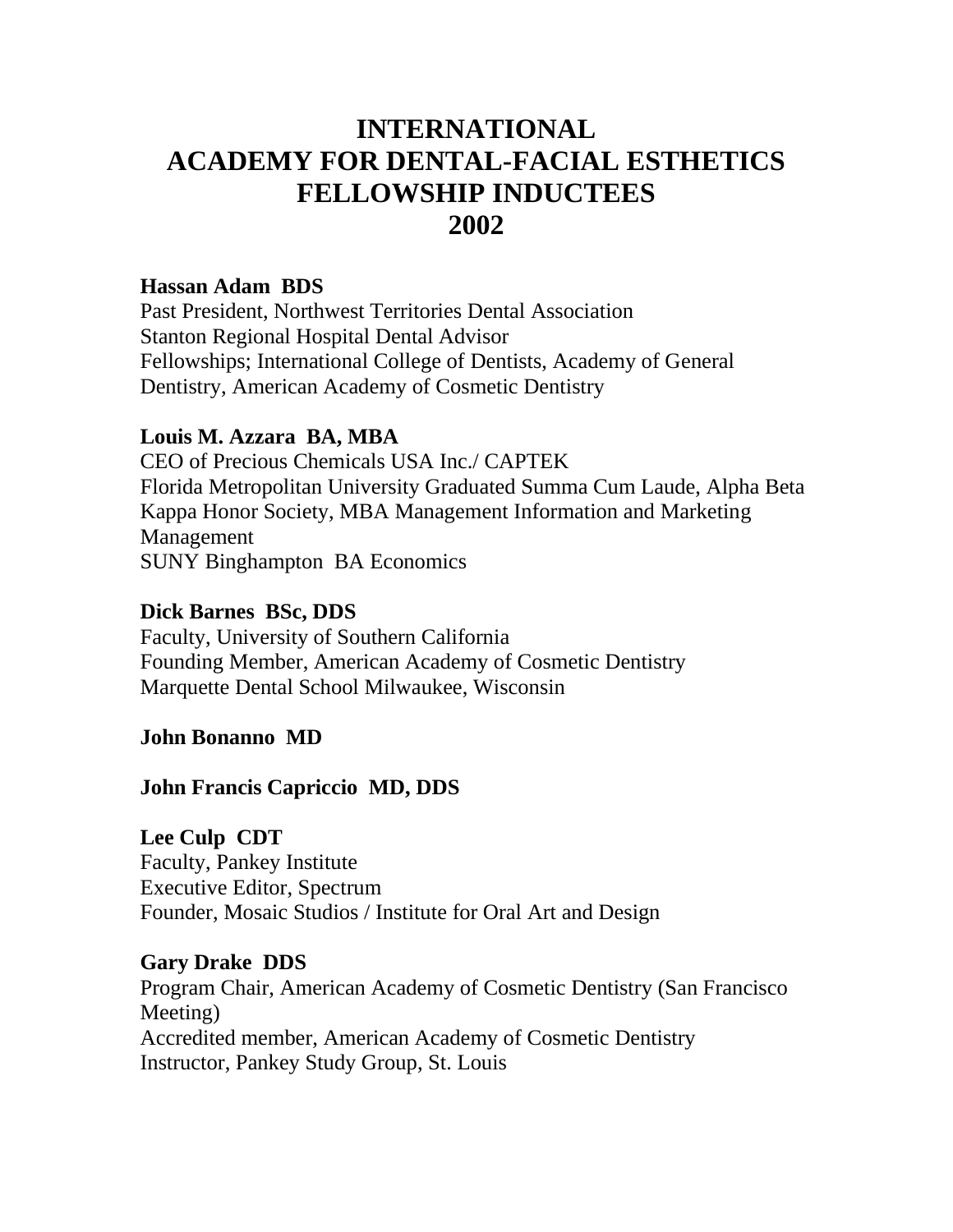# INTERNATIONAL ACADEMY FOR DENTAL-FACIAL ESTHETICS FELLOWSHIP INDUCTEES 2002

**Hassan Adam BDS**
Past President, Northwest Territories Dental Association
Stanton Regional Hospital Dental Advisor
Fellowships; International College of Dentists, Academy of General Dentistry, American Academy of Cosmetic Dentistry

**Louis M. Azzara BA, MBA**
CEO of Precious Chemicals USA Inc./ CAPTEK
Florida Metropolitan University Graduated Summa Cum Laude, Alpha Beta Kappa Honor Society, MBA Management Information and Marketing Management
SUNY Binghampton BA Economics

**Dick Barnes BSc, DDS**
Faculty, University of Southern California
Founding Member, American Academy of Cosmetic Dentistry
Marquette Dental School Milwaukee, Wisconsin

**John Bonanno MD**

**John Francis Capriccio MD, DDS**

**Lee Culp CDT**
Faculty, Pankey Institute
Executive Editor, Spectrum
Founder, Mosaic Studios / Institute for Oral Art and Design

**Gary Drake DDS**
Program Chair, American Academy of Cosmetic Dentistry (San Francisco Meeting)
Accredited member, American Academy of Cosmetic Dentistry
Instructor, Pankey Study Group, St. Louis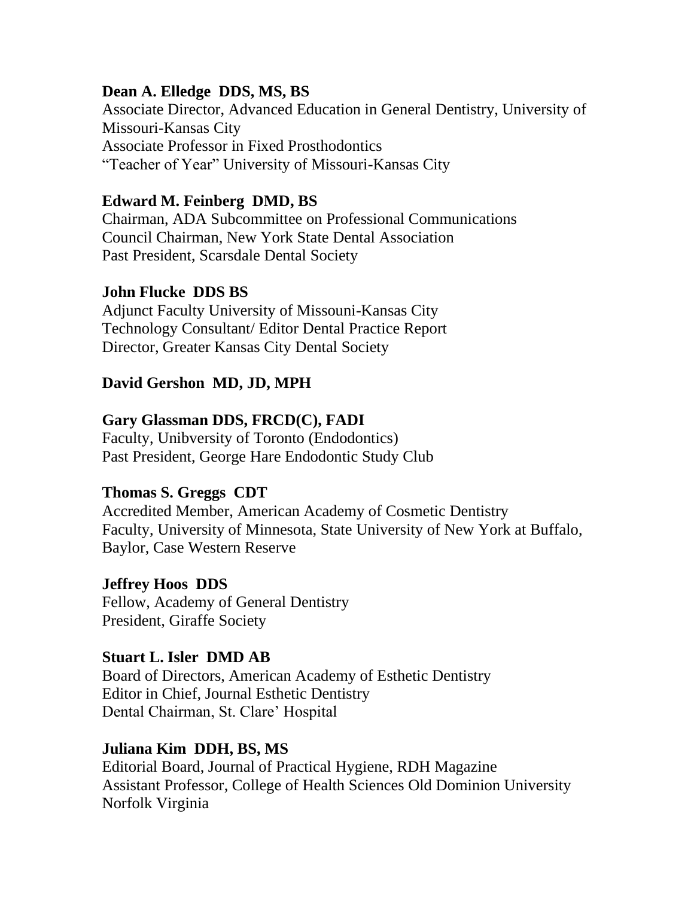**Dean A. Elledge DDS, MS, BS**
Associate Director, Advanced Education in General Dentistry, University of Missouri-Kansas City
Associate Professor in Fixed Prosthodontics
"Teacher of Year" University of Missouri-Kansas City

**Edward M. Feinberg DMD, BS**
Chairman, ADA Subcommittee on Professional Communications
Council Chairman, New York State Dental Association
Past President, Scarsdale Dental Society

**John Flucke DDS BS**
Adjunct Faculty University of Missouni-Kansas City
Technology Consultant/ Editor Dental Practice Report
Director, Greater Kansas City Dental Society

**David Gershon MD, JD, MPH**

**Gary Glassman DDS, FRCD(C), FADI**
Faculty, Unibversity of Toronto (Endodontics)
Past President, George Hare Endodontic Study Club

**Thomas S. Greggs CDT**
Accredited Member, American Academy of Cosmetic Dentistry
Faculty, University of Minnesota, State University of New York at Buffalo, Baylor, Case Western Reserve

**Jeffrey Hoos DDS**
Fellow, Academy of General Dentistry
President, Giraffe Society

**Stuart L. Isler DMD AB**
Board of Directors, American Academy of Esthetic Dentistry
Editor in Chief, Journal Esthetic Dentistry
Dental Chairman, St. Clare' Hospital

**Juliana Kim DDH, BS, MS**
Editorial Board, Journal of Practical Hygiene, RDH Magazine
Assistant Professor, College of Health Sciences Old Dominion University Norfolk Virginia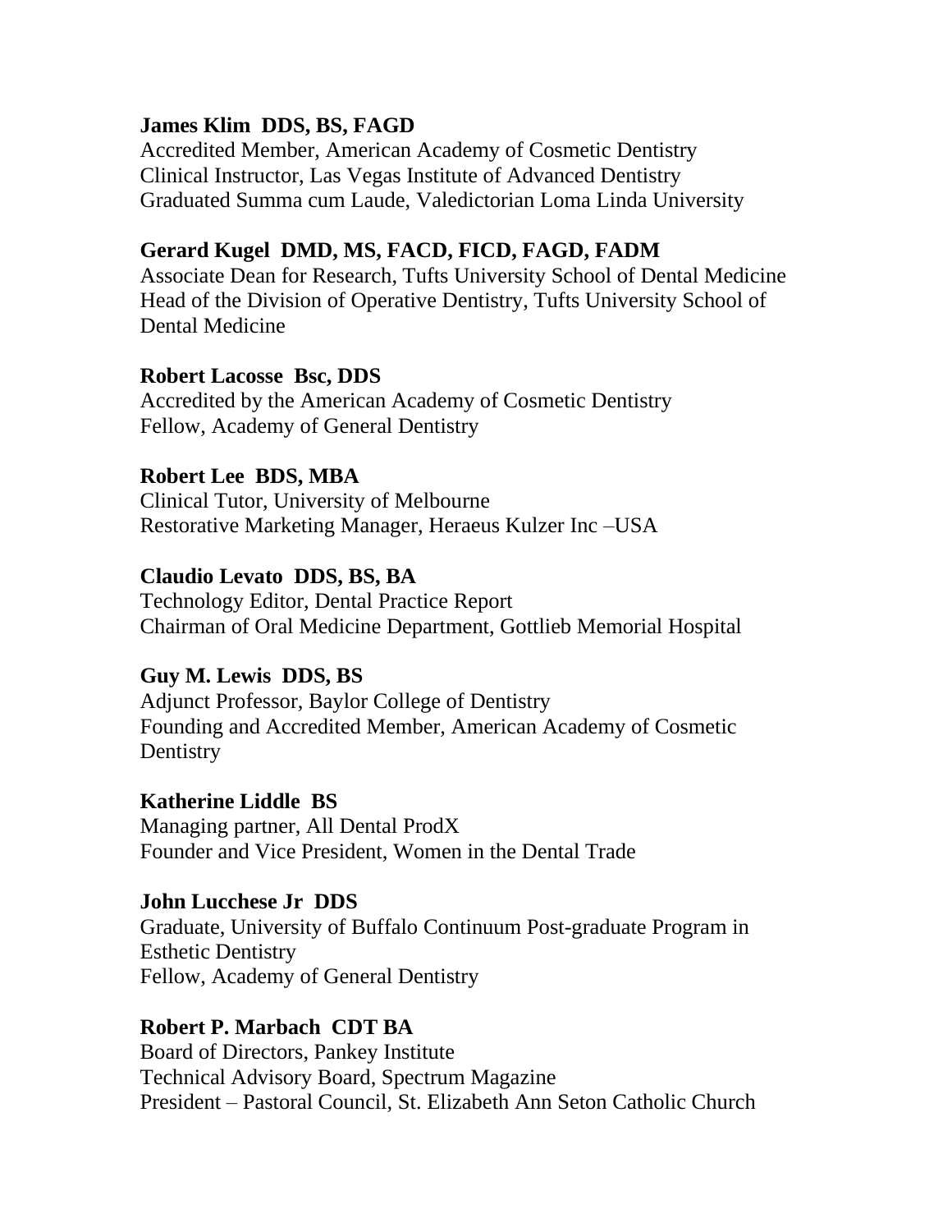**James Klim  DDS, BS, FAGD**
Accredited Member, American Academy of Cosmetic Dentistry
Clinical Instructor, Las Vegas Institute of Advanced Dentistry
Graduated Summa cum Laude, Valedictorian Loma Linda University

**Gerard Kugel  DMD, MS, FACD, FICD, FAGD, FADM**
Associate Dean for Research, Tufts University School of Dental Medicine
Head of the Division of Operative Dentistry, Tufts University School of Dental Medicine

**Robert Lacosse  Bsc, DDS**
Accredited by the American Academy of Cosmetic Dentistry
Fellow, Academy of General Dentistry

**Robert Lee  BDS, MBA**
Clinical Tutor, University of Melbourne
Restorative Marketing Manager, Heraeus Kulzer Inc –USA

**Claudio Levato  DDS, BS, BA**
Technology Editor, Dental Practice Report
Chairman of Oral Medicine Department, Gottlieb Memorial Hospital

**Guy M. Lewis  DDS, BS**
Adjunct Professor, Baylor College of Dentistry
Founding and Accredited Member, American Academy of Cosmetic Dentistry

**Katherine Liddle  BS**
Managing partner, All Dental ProdX
Founder and Vice President, Women in the Dental Trade

**John Lucchese Jr  DDS**
Graduate, University of Buffalo Continuum Post-graduate Program in Esthetic Dentistry
Fellow, Academy of General Dentistry

**Robert P. Marbach  CDT BA**
Board of Directors, Pankey Institute
Technical Advisory Board, Spectrum Magazine
President – Pastoral Council, St. Elizabeth Ann Seton Catholic Church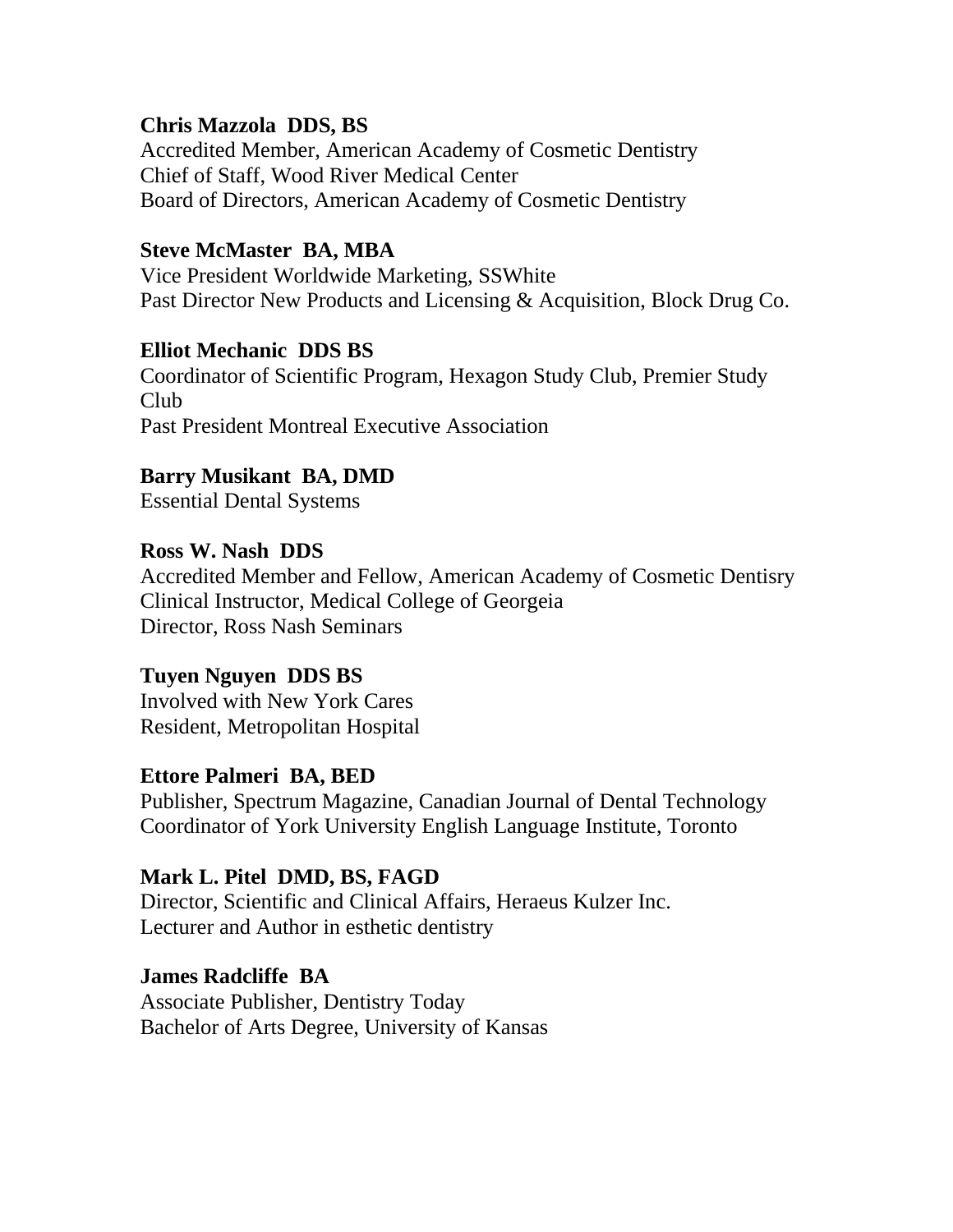**Chris Mazzola  DDS, BS**
Accredited Member, American Academy of Cosmetic Dentistry
Chief of Staff, Wood River Medical Center
Board of Directors, American Academy of Cosmetic Dentistry

**Steve McMaster  BA, MBA**
Vice President Worldwide Marketing, SSWhite
Past Director New Products and Licensing & Acquisition, Block Drug Co.

**Elliot Mechanic  DDS BS**
Coordinator of Scientific Program, Hexagon Study Club, Premier Study Club
Past President Montreal Executive Association

**Barry Musikant  BA, DMD**
Essential Dental Systems

**Ross W. Nash  DDS**
Accredited Member and Fellow, American Academy of Cosmetic Dentisry
Clinical Instructor, Medical College of Georgeia
Director, Ross Nash Seminars

**Tuyen Nguyen  DDS BS**
Involved with New York Cares
Resident, Metropolitan Hospital

**Ettore Palmeri  BA, BED**
Publisher, Spectrum Magazine, Canadian Journal of Dental Technology
Coordinator of York University English Language Institute, Toronto

**Mark L. Pitel  DMD, BS, FAGD**
Director, Scientific and Clinical Affairs, Heraeus Kulzer Inc.
Lecturer and Author in esthetic dentistry

**James Radcliffe  BA**
Associate Publisher, Dentistry Today
Bachelor of Arts Degree, University of Kansas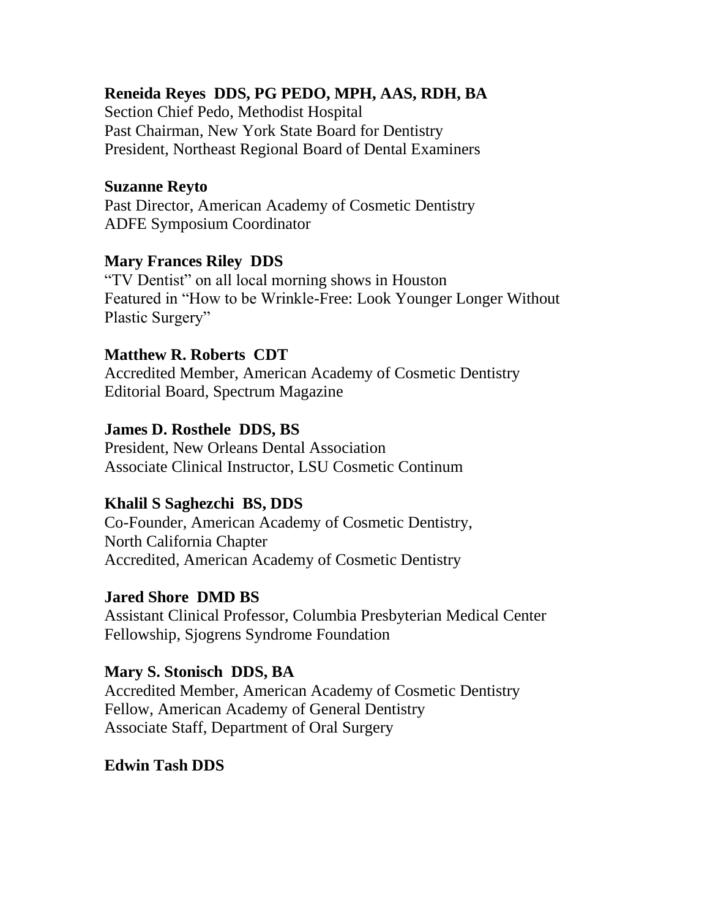**Reneida Reyes DDS, PG PEDO, MPH, AAS, RDH, BA**
Section Chief Pedo, Methodist Hospital
Past Chairman, New York State Board for Dentistry
President, Northeast Regional Board of Dental Examiners

**Suzanne Reyto**
Past Director, American Academy of Cosmetic Dentistry
ADFE Symposium Coordinator

**Mary Frances Riley DDS**
"TV Dentist" on all local morning shows in Houston
Featured in "How to be Wrinkle-Free: Look Younger Longer Without Plastic Surgery"

**Matthew R. Roberts CDT**
Accredited Member, American Academy of Cosmetic Dentistry
Editorial Board, Spectrum Magazine

**James D. Rosthele DDS, BS**
President, New Orleans Dental Association
Associate Clinical Instructor, LSU Cosmetic Continum

**Khalil S Saghezchi BS, DDS**
Co-Founder, American Academy of Cosmetic Dentistry, North California Chapter
Accredited, American Academy of Cosmetic Dentistry

**Jared Shore DMD BS**
Assistant Clinical Professor, Columbia Presbyterian Medical Center
Fellowship, Sjogrens Syndrome Foundation

**Mary S. Stonisch DDS, BA**
Accredited Member, American Academy of Cosmetic Dentistry
Fellow, American Academy of General Dentistry
Associate Staff, Department of Oral Surgery

**Edwin Tash DDS**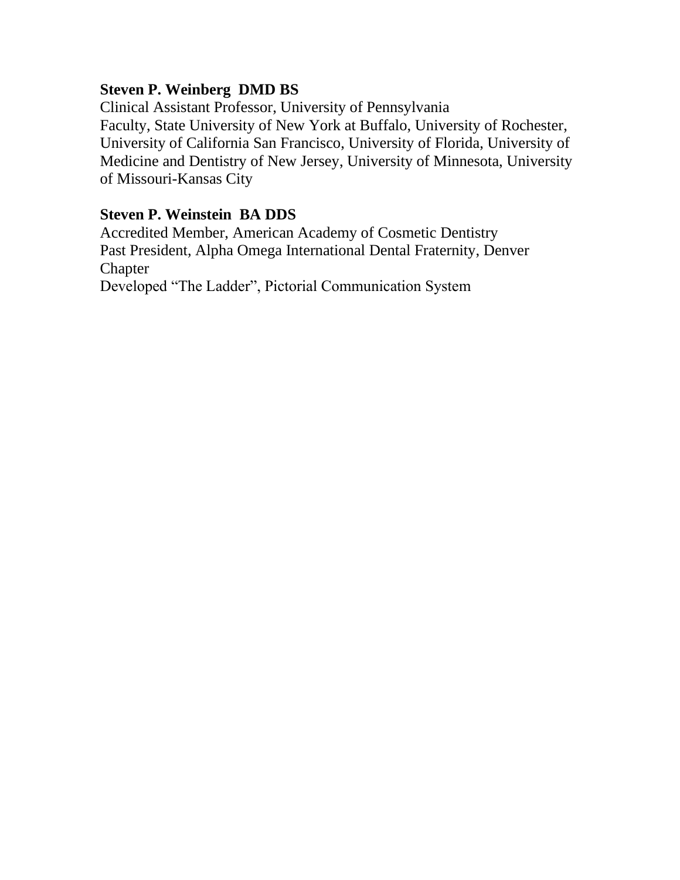**Steven P. Weinberg  DMD BS**
Clinical Assistant Professor, University of Pennsylvania
Faculty, State University of New York at Buffalo, University of Rochester, University of California San Francisco, University of Florida, University of Medicine and Dentistry of New Jersey, University of Minnesota, University of Missouri-Kansas City

**Steven P. Weinstein  BA DDS**
Accredited Member, American Academy of Cosmetic Dentistry
Past President, Alpha Omega International Dental Fraternity, Denver Chapter
Developed "The Ladder", Pictorial Communication System